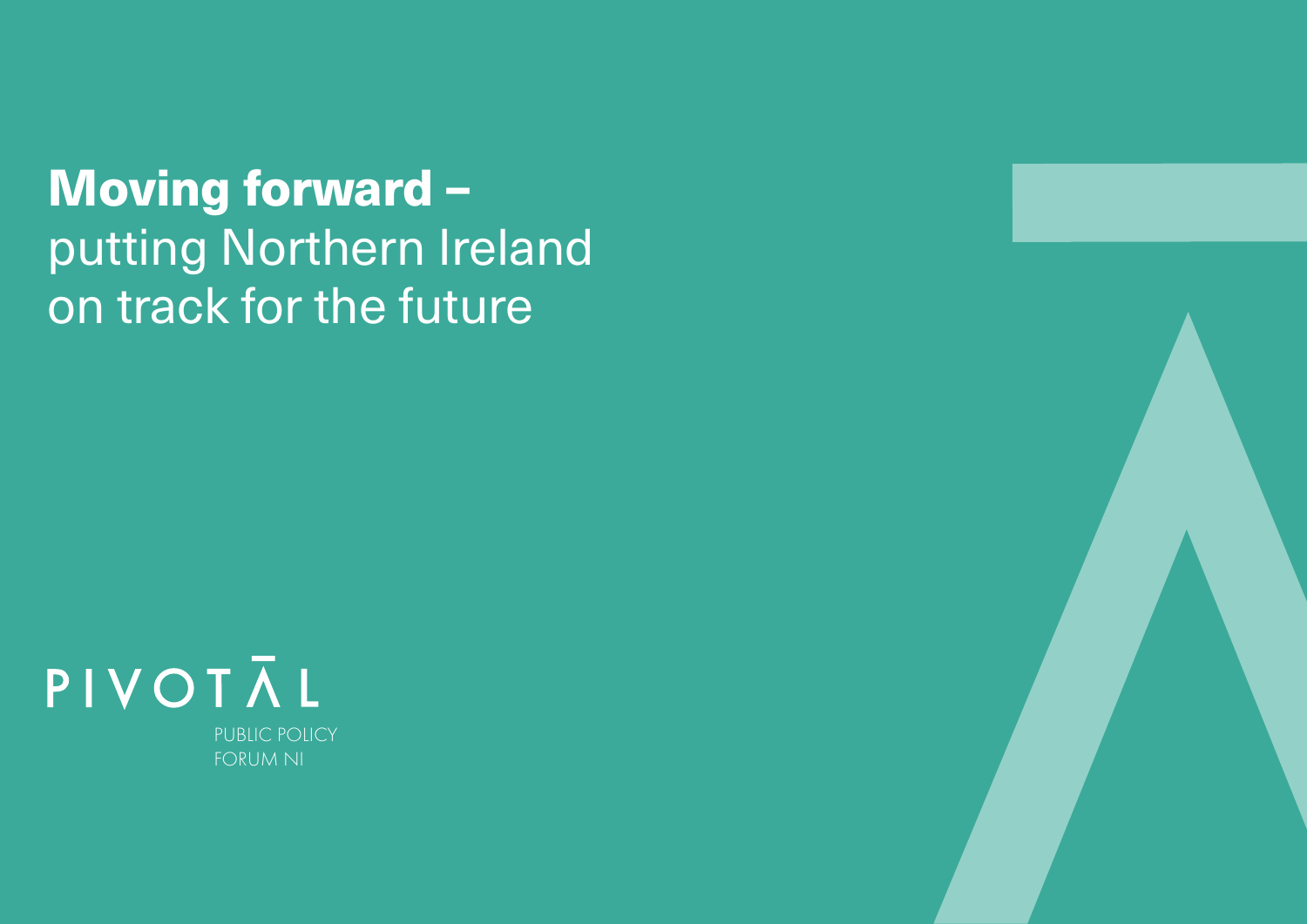# **Moving forward –** putting Northern Ireland on track for the future

PIVOTĀL

PUBLIC POLICY FORUM NI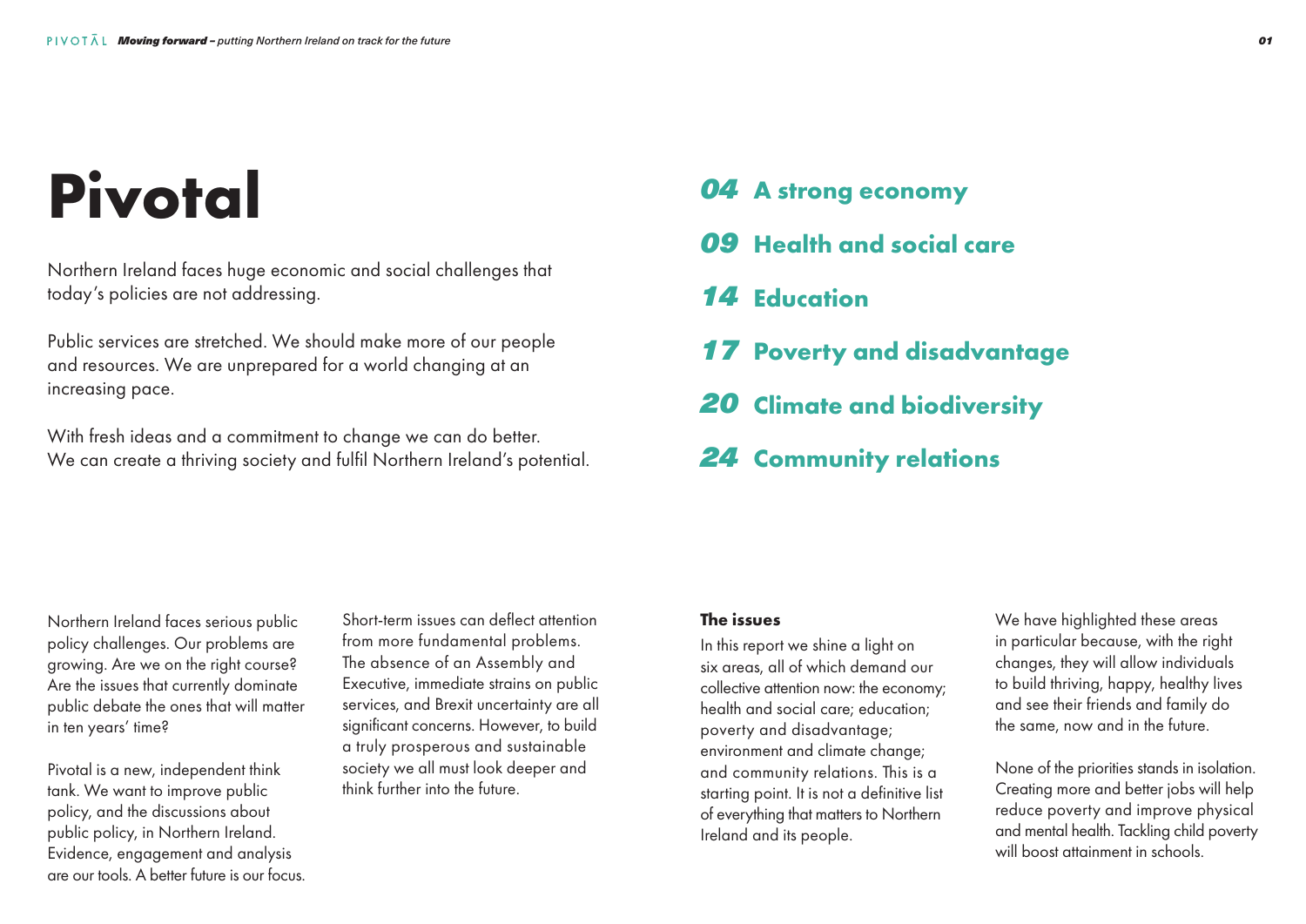# Pivotal

Northern Ireland faces huge economic and social challenges that today's policies are not addressing.

Public services are stretched. We should make more of our people and resources. We are unprepared for a world changing at an increasing pace.

With fresh ideas and a commitment to change we can do better. We can create a thriving society and fulfil Northern Ireland's potential.

- **04** A strong economy
- **09** Health and social care
- **14** Education
- **17** Poverty and disadvantage
- **20** Climate and biodiversity
- **24** Community relations

Northern Ireland faces serious public policy challenges. Our problems are growing. Are we on the right course? Are the issues that currently dominate public debate the ones that will matter in ten years' time?

Pivotal is a new, independent think tank. We want to improve public policy, and the discussions about public policy, in Northern Ireland. Evidence, engagement and analysis are our tools. A better future is our focus.

Short-term issues can deflect attention from more fundamental problems. The absence of an Assembly and Executive, immediate strains on public services, and Brexit uncertainty are all significant concerns. However, to build a truly prosperous and sustainable society we all must look deeper and think further into the future.

**The issues**

In this report we shine a light on six areas, all of which demand our collective attention now: the economy; health and social care; education; poverty and disadvantage; environment and climate change; and community relations. This is a starting point. It is not a definitive list of everything that matters to Northern Ireland and its people.

We have highlighted these areas in particular because, with the right changes, they will allow individuals to build thriving, happy, healthy lives and see their friends and family do the same, now and in the future.

None of the priorities stands in isolation. Creating more and better jobs will help reduce poverty and improve physical and mental health. Tackling child poverty will boost attainment in schools.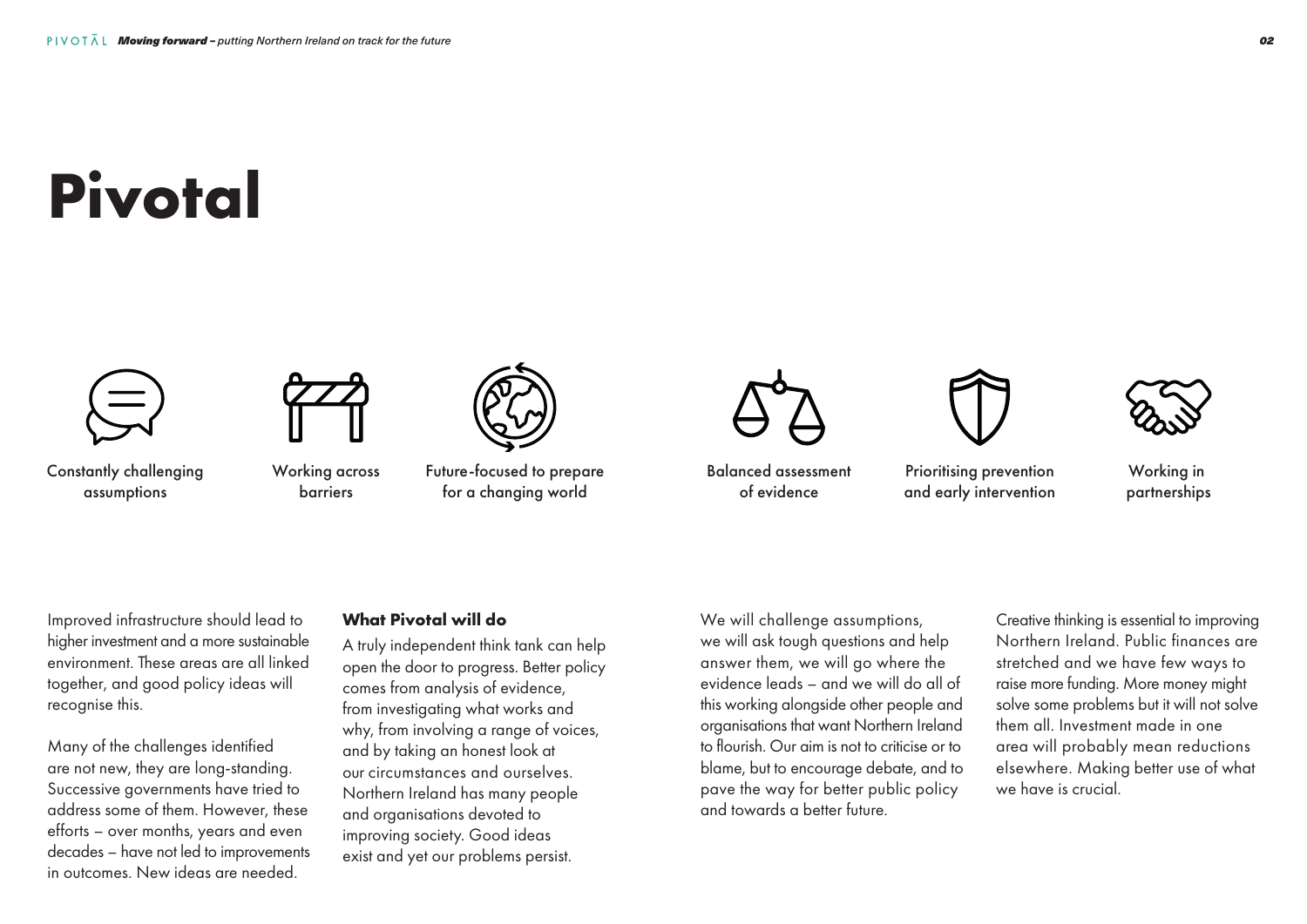# Pivotal

Constantly challenging assumptions

Working across barriers

Future-focused to prepare for a changing world

Balanced assessment of evidence

Prioritising prevention and early intervention

Working in partnerships

Improved infrastructure should lead to higher investment and a more sustainable environment. These areas are all linked together, and good policy ideas will recognise this.

Many of the challenges identified are not new, they are long-standing. Successive governments have tried to address some of them. However, these efforts – over months, years and even decades – have not led to improvements in outcomes. New ideas are needed.

**What Pivotal will do**

A truly independent think tank can help open the door to progress. Better policy comes from analysis of evidence, from investigating what works and why, from involving a range of voices, and by taking an honest look at our circumstances and ourselves. Northern Ireland has many people and organisations devoted to improving society. Good ideas exist and yet our problems persist.

We will challenge assumptions, we will ask tough questions and help answer them, we will go where the evidence leads – and we will do all of this working alongside other people and organisations that want Northern Ireland to flourish. Our aim is not to criticise or to blame, but to encourage debate, and to pave the way for better public policy and towards a better future.

Creative thinking is essential to improving Northern Ireland. Public finances are stretched and we have few ways to raise more funding. More money might solve some problems but it will not solve them all. Investment made in one area will probably mean reductions elsewhere. Making better use of what we have is crucial.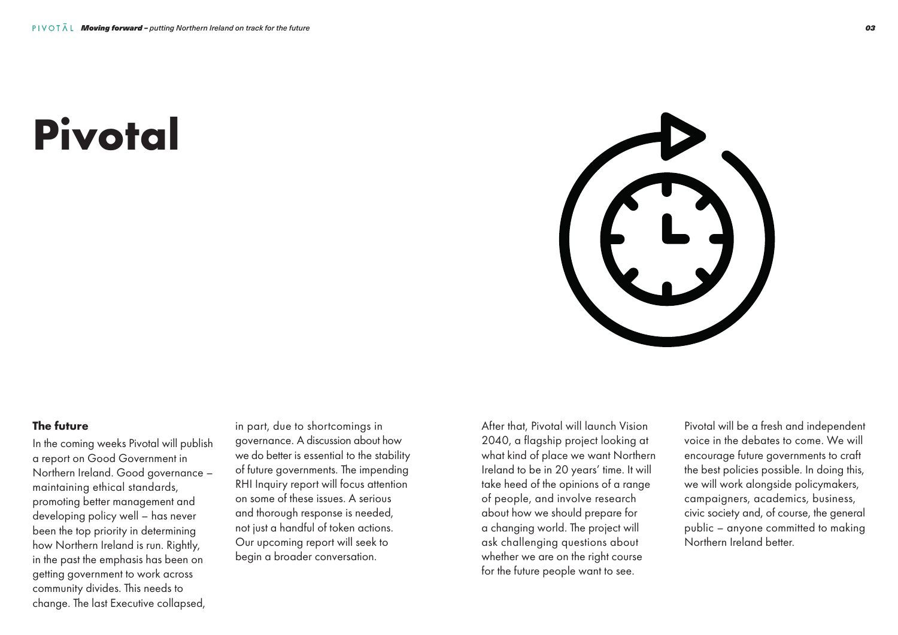# Pivotal

## The future

In the coming weeks Pivotal will publish a report on Good Government in Northern Ireland. Good governance – maintaining ethical standards, promoting better management and developing policy well – has never been the top priority in determining how Northern Ireland is run. Rightly, in the past the emphasis has been on getting government to work across community divides. This needs to change. The last Executive collapsed, in part, due to shortcomings in governance. A discussion about how we do better is essential to the stability of future governments. The impending RHI Inquiry report will focus attention on some of these issues. A serious and thorough response is needed, not just a handful of token actions. Our upcoming report will seek to begin a broader conversation.

After that, Pivotal will launch Vision 2040, a flagship project looking at what kind of place we want Northern Ireland to be in 20 years' time. It will take heed of the opinions of a range of people, and involve research about how we should prepare for a changing world. The project will ask challenging questions about whether we are on the right course for the future people want to see.

Pivotal will be a fresh and independent voice in the debates to come. We will encourage future governments to craft the best policies possible. In doing this, we will work alongside policymakers, campaigners, academics, business, civic society and, of course, the general public – anyone committed to making Northern Ireland better.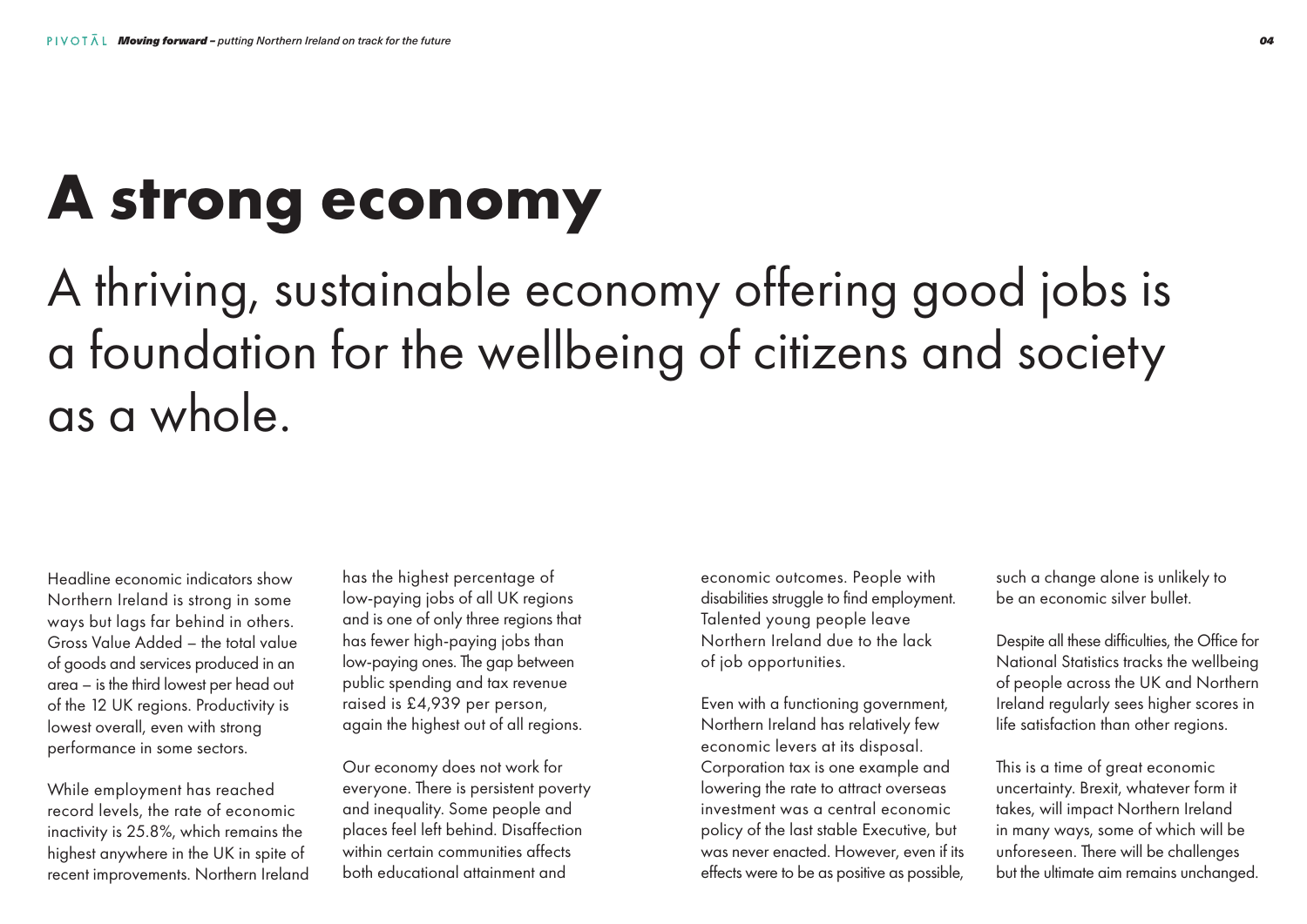# A strong economy

## A thriving, sustainable economy offering good jobs is a foundation for the wellbeing of citizens and society as a whole.

Headline economic indicators show Northern Ireland is strong in some ways but lags far behind in others. Gross Value Added – the total value of goods and services produced in an area – is the third lowest per head out of the 12 UK regions. Productivity is lowest overall, even with strong performance in some sectors.

While employment has reached record levels, the rate of economic inactivity is 25.8%, which remains the highest anywhere in the UK in spite of recent improvements. Northern Ireland has the highest percentage of low-paying jobs of all UK regions and is one of only three regions that has fewer high-paying jobs than low-paying ones. The gap between public spending and tax revenue raised is £4,939 per person, again the highest out of all regions.

Our economy does not work for everyone. There is persistent poverty and inequality. Some people and places feel left behind. Disaffection within certain communities affects both educational attainment and economic outcomes. People with disabilities struggle to find employment. Talented young people leave Northern Ireland due to the lack of job opportunities.

Even with a functioning government, Northern Ireland has relatively few economic levers at its disposal. Corporation tax is one example and lowering the rate to attract overseas investment was a central economic policy of the last stable Executive, but was never enacted. However, even if its effects were to be as positive as possible, such a change alone is unlikely to be an economic silver bullet.

Despite all these difficulties, the Office for National Statistics tracks the wellbeing of people across the UK and Northern Ireland regularly sees higher scores in life satisfaction than other regions.

This is a time of great economic uncertainty. Brexit, whatever form it takes, will impact Northern Ireland in many ways, some of which will be unforeseen. There will be challenges but the ultimate aim remains unchanged.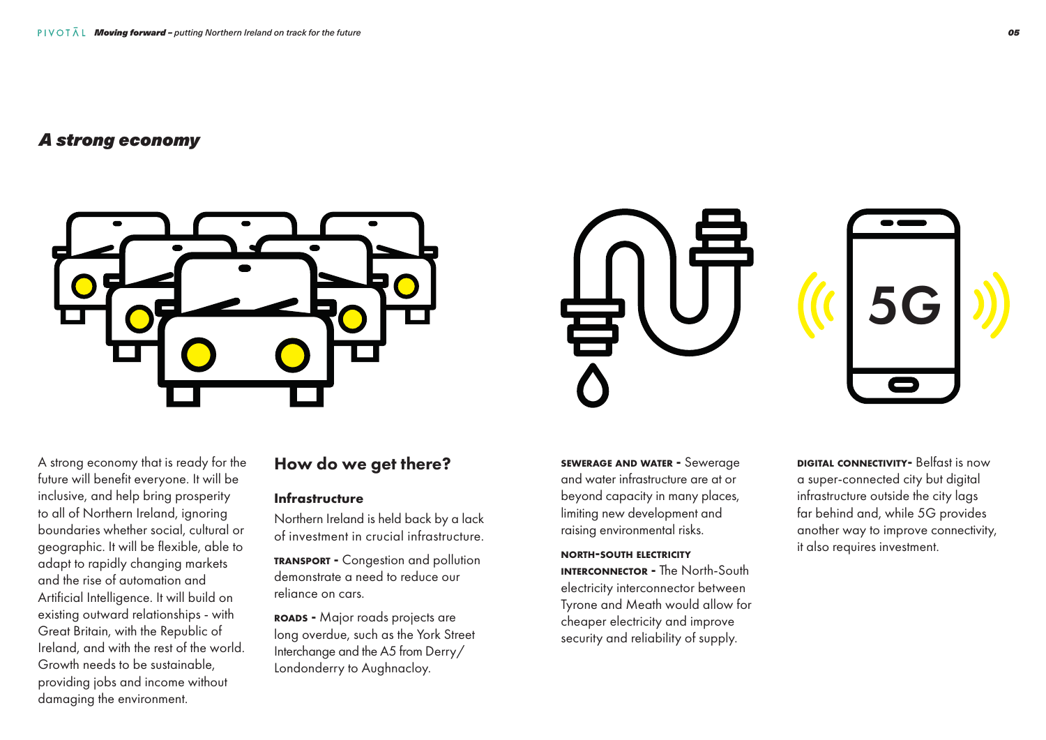## *A strong economy*

A strong economy that is ready for the future will benefit everyone. It will be inclusive, and help bring prosperity to all of Northern Ireland, ignoring boundaries whether social, cultural or geographic. It will be flexible, able to adapt to rapidly changing markets and the rise of automation and Artificial Intelligence. It will build on existing outward relationships - with Great Britain, with the Republic of Ireland, and with the rest of the world. Growth needs to be sustainable, providing jobs and income without damaging the environment.

## How do we get there?

### Infrastructure

Northern Ireland is held back by a lack of investment in crucial infrastructure.

**TRANSPORT -** Congestion and pollution demonstrate a need to reduce our reliance on cars.

**ROADS -** Major roads projects are long overdue, such as the York Street Interchange and the A5 from Derry/Londonderry to Aughnacloy.

**SEWERAGE AND WATER -** Sewerage and water infrastructure are at or beyond capacity in many places, limiting new development and raising environmental risks.

**NORTH-SOUTH ELECTRICITY INTERCONNECTOR -** The North-South electricity interconnector between Tyrone and Meath would allow for cheaper electricity and improve security and reliability of supply.

**DIGITAL CONNECTIVITY-** Belfast is now a super-connected city but digital infrastructure outside the city lags far behind and, while 5G provides another way to improve connectivity, it also requires investment.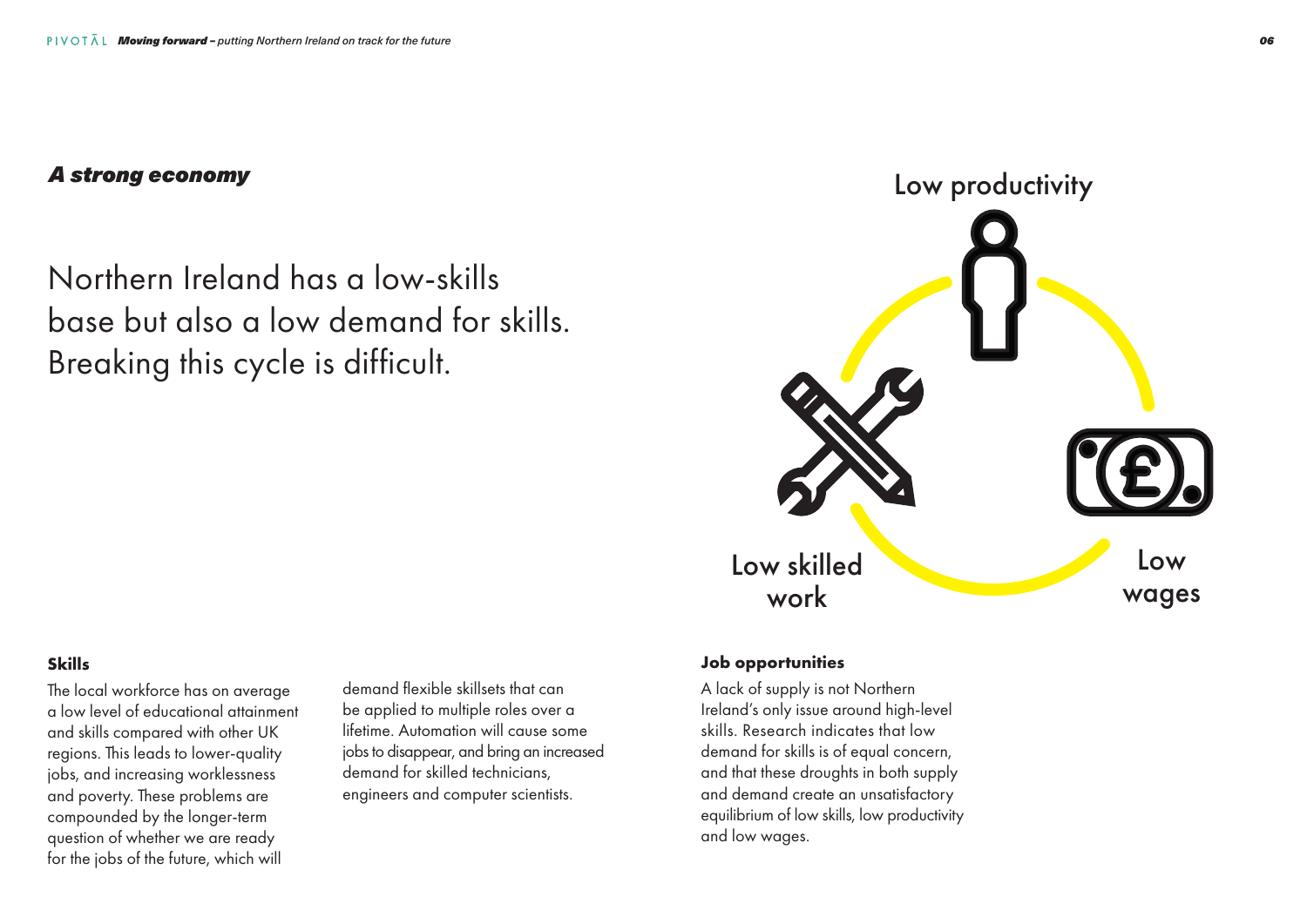## A strong economy

# Northern Ireland has a low-skills base but also a low demand for skills. Breaking this cycle is difficult.

Low productivity

Low wages

Low skilled work

### Skills

The local workforce has on average a low level of educational attainment and skills compared with other UK regions. This leads to lower-quality jobs, and increasing worklessness and poverty. These problems are compounded by the longer-term question of whether we are ready for the jobs of the future, which will demand flexible skillsets that can be applied to multiple roles over a lifetime. Automation will cause some jobs to disappear, and bring an increased demand for skilled technicians, engineers and computer scientists.

### Job opportunities

A lack of supply is not Northern Ireland's only issue around high-level skills. Research indicates that low demand for skills is of equal concern, and that these droughts in both supply and demand create an unsatisfactory equilibrium of low skills, low productivity and low wages.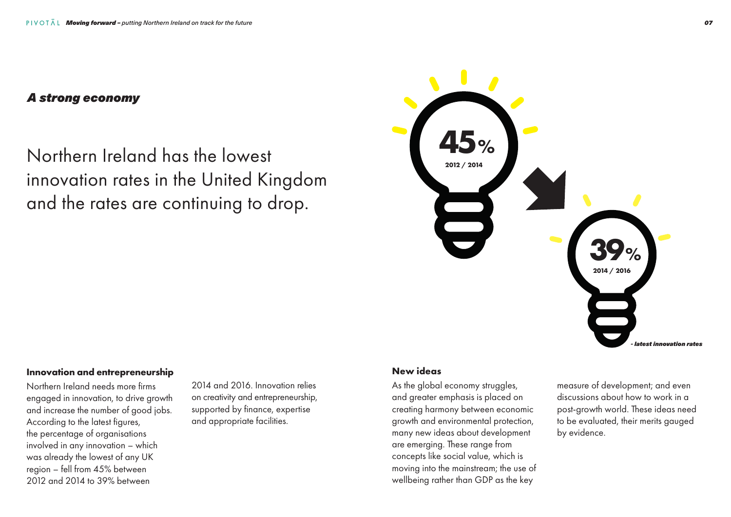## *A strong economy*

Northern Ireland has the lowest innovation rates in the United Kingdom and the rates are continuing to drop.

**45%**
2012 / 2014

**39%**
2014 / 2016

*- latest innovation rates*

### Innovation and entrepreneurship

Northern Ireland needs more firms engaged in innovation, to drive growth and increase the number of good jobs. According to the latest figures, the percentage of organisations involved in any innovation – which was already the lowest of any UK region – fell from 45% between 2012 and 2014 to 39% between 2014 and 2016. Innovation relies on creativity and entrepreneurship, supported by finance, expertise and appropriate facilities.

### New ideas

As the global economy struggles, and greater emphasis is placed on creating harmony between economic growth and environmental protection, many new ideas about development are emerging. These range from concepts like social value, which is moving into the mainstream; the use of wellbeing rather than GDP as the key measure of development; and even discussions about how to work in a post-growth world. These ideas need to be evaluated, their merits gauged by evidence.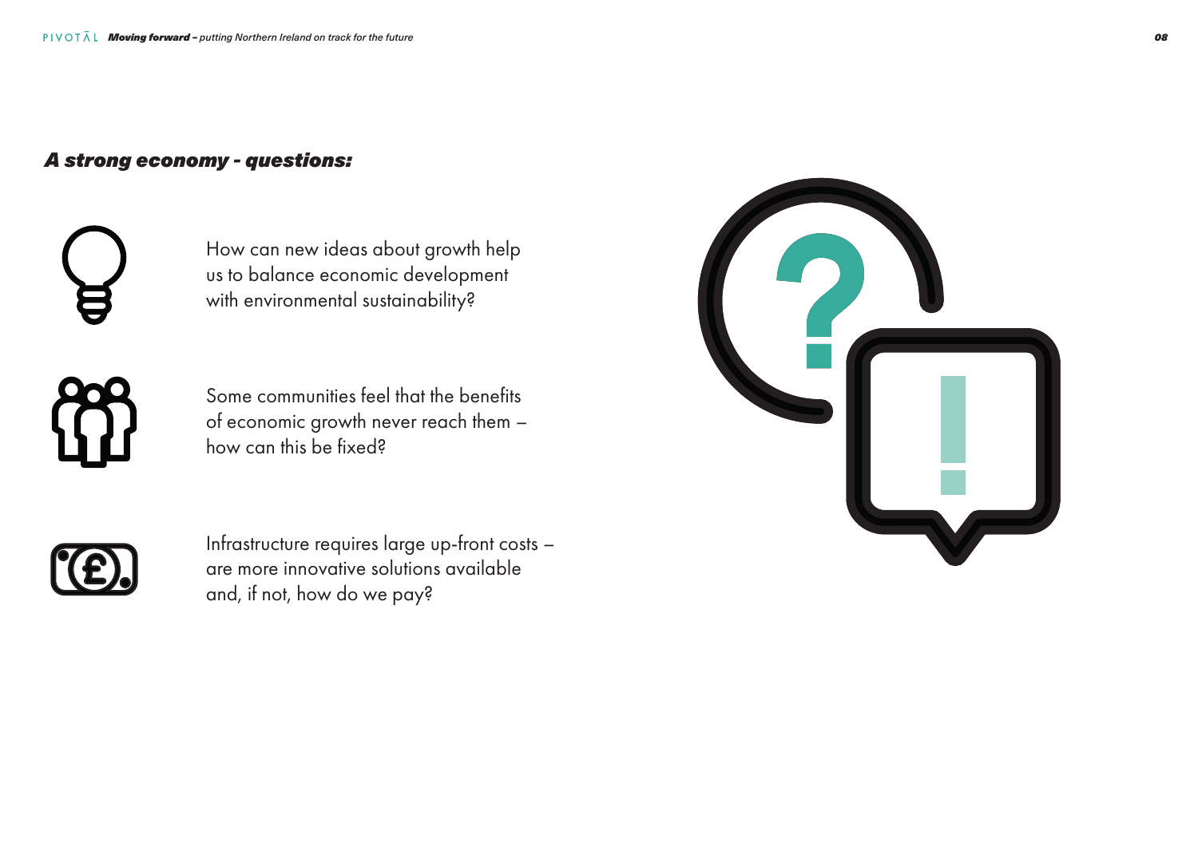## *A strong economy - questions:*

How can new ideas about growth help us to balance economic development with environmental sustainability?

Some communities feel that the benefits of economic growth never reach them – how can this be fixed?

Infrastructure requires large up-front costs – are more innovative solutions available and, if not, how do we pay?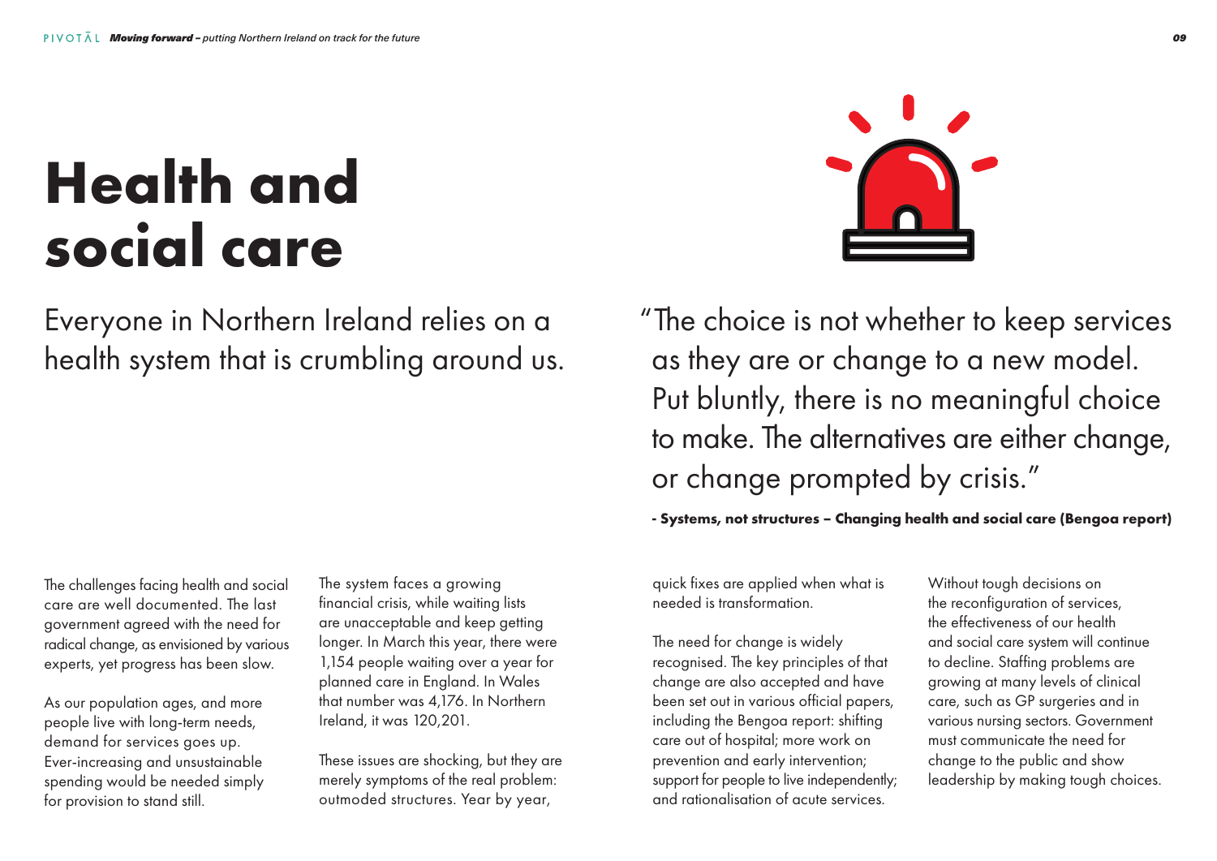# Health and social care

Everyone in Northern Ireland relies on a health system that is crumbling around us.

"The choice is not whether to keep services as they are or change to a new model. Put bluntly, there is no meaningful choice to make. The alternatives are either change, or change prompted by crisis."

**- Systems, not structures – Changing health and social care (Bengoa report)**

The challenges facing health and social care are well documented. The last government agreed with the need for radical change, as envisioned by various experts, yet progress has been slow.

As our population ages, and more people live with long-term needs, demand for services goes up. Ever-increasing and unsustainable spending would be needed simply for provision to stand still.

The system faces a growing financial crisis, while waiting lists are unacceptable and keep getting longer. In March this year, there were 1,154 people waiting over a year for planned care in England. In Wales that number was 4,176. In Northern Ireland, it was 120,201.

These issues are shocking, but they are merely symptoms of the real problem: outmoded structures. Year by year, quick fixes are applied when what is needed is transformation.

The need for change is widely recognised. The key principles of that change are also accepted and have been set out in various official papers, including the Bengoa report: shifting care out of hospital; more work on prevention and early intervention; support for people to live independently; and rationalisation of acute services.

Without tough decisions on the reconfiguration of services, the effectiveness of our health and social care system will continue to decline. Staffing problems are growing at many levels of clinical care, such as GP surgeries and in various nursing sectors. Government must communicate the need for change to the public and show leadership by making tough choices.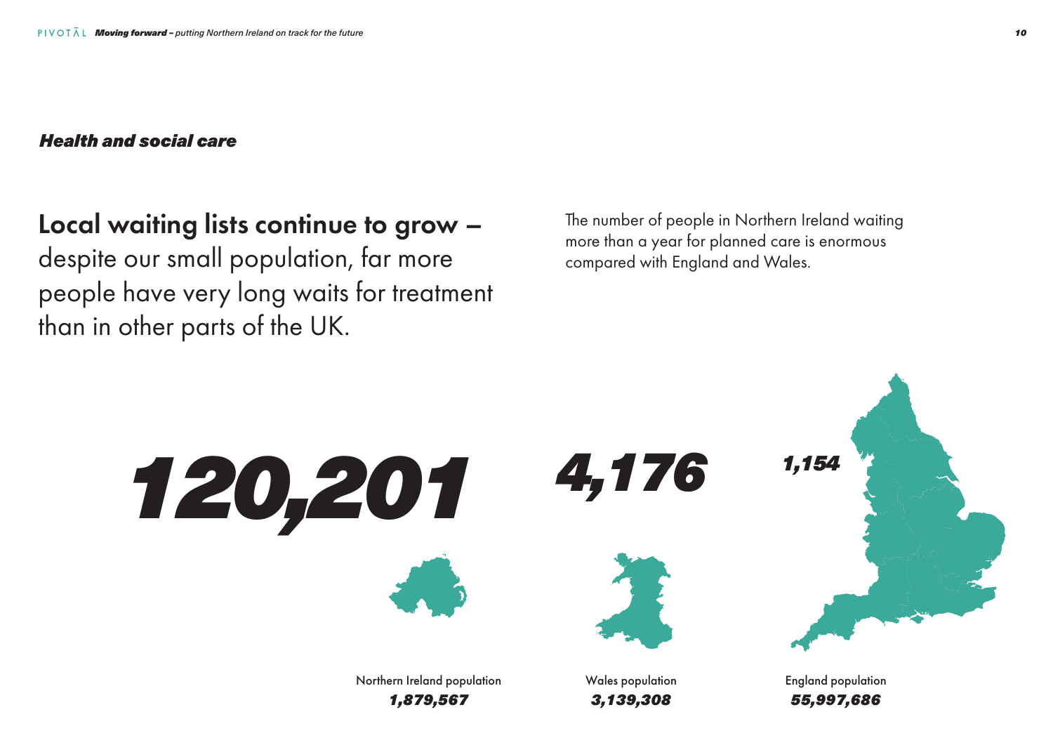### *Health and social care*

## **Local waiting lists continue to grow –** despite our small population, far more people have very long waits for treatment than in other parts of the UK.

The number of people in Northern Ireland waiting more than a year for planned care is enormous compared with England and Wales.

***120,201***

Northern Ireland population
***1,879,567***

***4,176***

Wales population
***3,139,308***

***1,154***

England population
***55,997,686***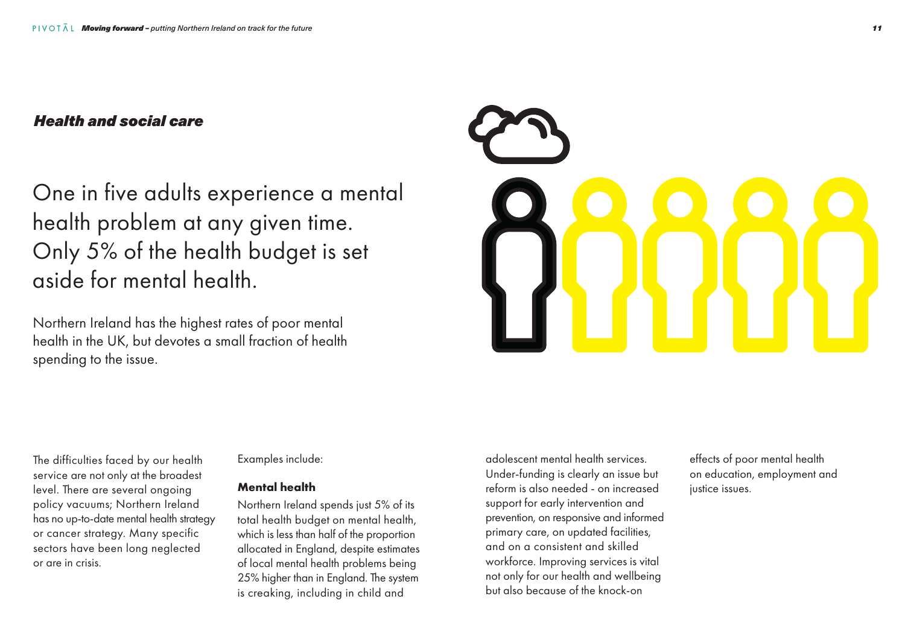## *Health and social care*

# One in five adults experience a mental health problem at any given time. Only 5% of the health budget is set aside for mental health.

Northern Ireland has the highest rates of poor mental health in the UK, but devotes a small fraction of health spending to the issue.

The difficulties faced by our health service are not only at the broadest level. There are several ongoing policy vacuums; Northern Ireland has no up-to-date mental health strategy or cancer strategy. Many specific sectors have been long neglected or are in crisis.

Examples include:

**Mental health**

Northern Ireland spends just 5% of its total health budget on mental health, which is less than half of the proportion allocated in England, despite estimates of local mental health problems being 25% higher than in England. The system is creaking, including in child and adolescent mental health services. Under-funding is clearly an issue but reform is also needed - on increased support for early intervention and prevention, on responsive and informed primary care, on updated facilities, and on a consistent and skilled workforce. Improving services is vital not only for our health and wellbeing but also because of the knock-on effects of poor mental health on education, employment and justice issues.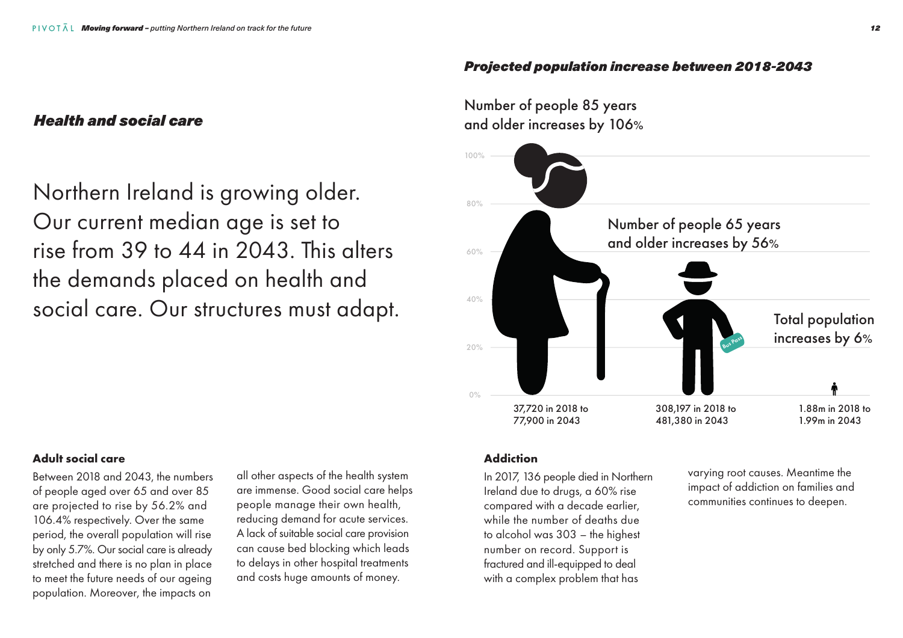## *Health and social care*

Northern Ireland is growing older. Our current median age is set to rise from 39 to 44 in 2043. This alters the demands placed on health and social care. Our structures must adapt.

### *Projected population increase between 2018-2043*

Number of people 85 years and older increases by 106%

Number of people 65 years and older increases by 56%

Total population increases by 6%

37,720 in 2018 to 77,900 in 2043

308,197 in 2018 to 481,380 in 2043

1.88m in 2018 to 1.99m in 2043

### Adult social care

Between 2018 and 2043, the numbers of people aged over 65 and over 85 are projected to rise by 56.2% and 106.4% respectively. Over the same period, the overall population will rise by only 5.7%. Our social care is already stretched and there is no plan in place to meet the future needs of our ageing population. Moreover, the impacts on all other aspects of the health system are immense. Good social care helps people manage their own health, reducing demand for acute services. A lack of suitable social care provision can cause bed blocking which leads to delays in other hospital treatments and costs huge amounts of money.

### Addiction

In 2017, 136 people died in Northern Ireland due to drugs, a 60% rise compared with a decade earlier, while the number of deaths due to alcohol was 303 – the highest number on record. Support is fractured and ill-equipped to deal with a complex problem that has varying root causes. Meantime the impact of addiction on families and communities continues to deepen.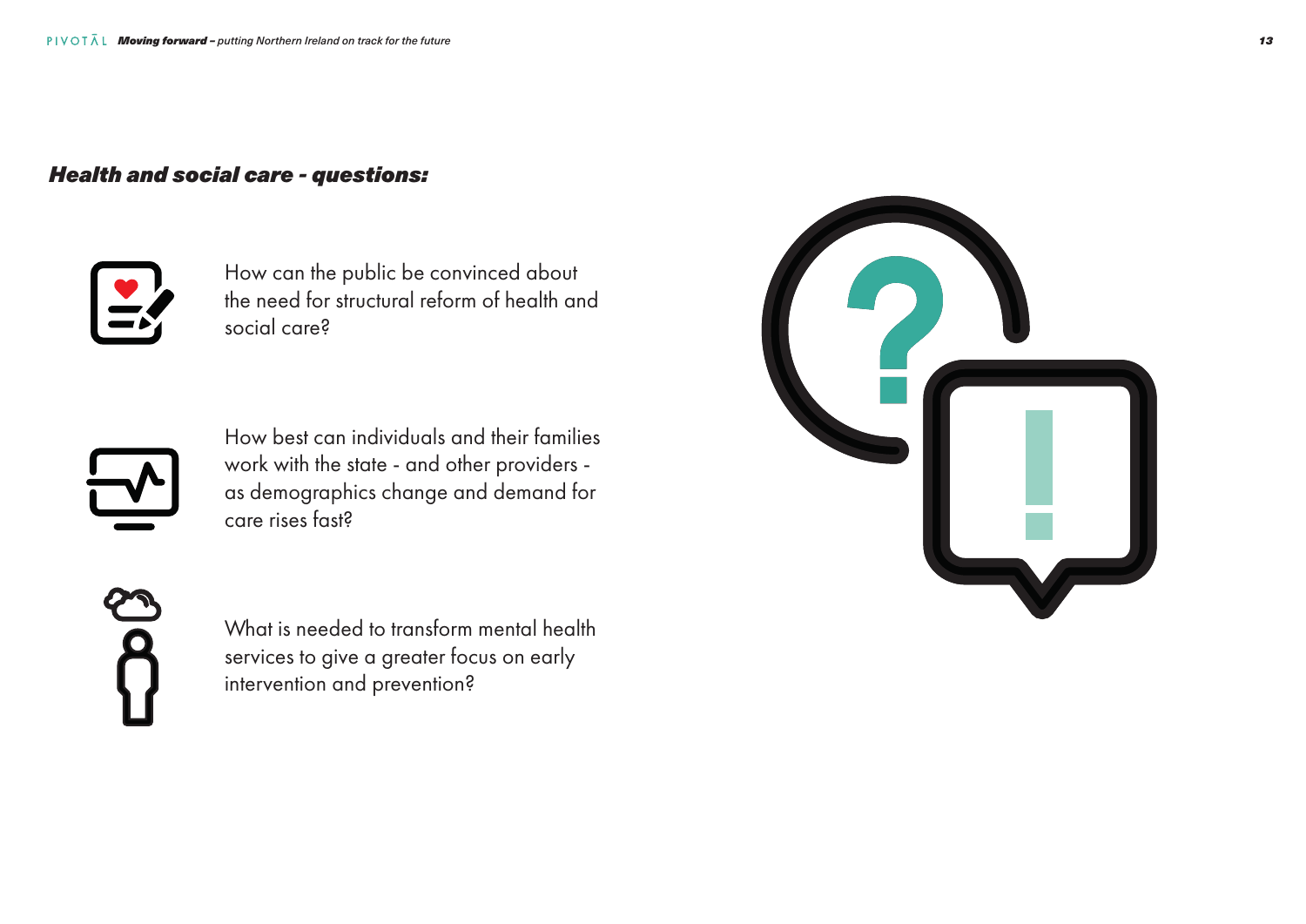## *Health and social care - questions:*

How can the public be convinced about the need for structural reform of health and social care?

How best can individuals and their families work with the state - and other providers - as demographics change and demand for care rises fast?

What is needed to transform mental health services to give a greater focus on early intervention and prevention?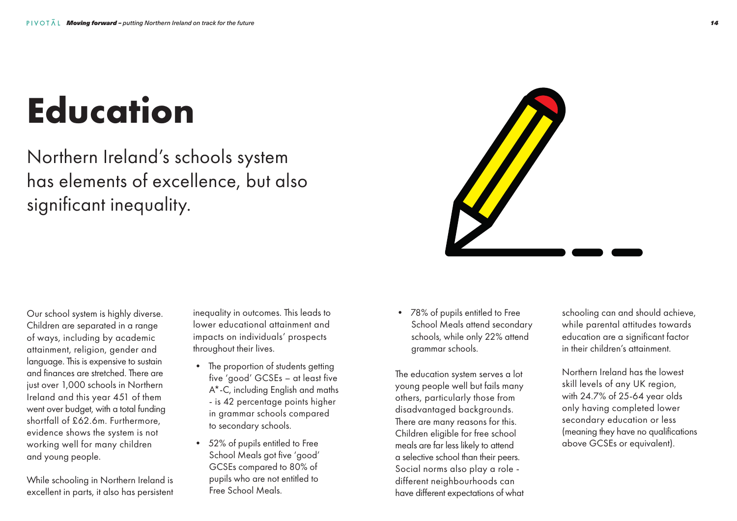# Education

Northern Ireland's schools system has elements of excellence, but also significant inequality.

Our school system is highly diverse. Children are separated in a range of ways, including by academic attainment, religion, gender and language. This is expensive to sustain and finances are stretched. There are just over 1,000 schools in Northern Ireland and this year 451 of them went over budget, with a total funding shortfall of £62.6m. Furthermore, evidence shows the system is not working well for many children and young people.

While schooling in Northern Ireland is excellent in parts, it also has persistent inequality in outcomes. This leads to lower educational attainment and impacts on individuals' prospects throughout their lives.

- The proportion of students getting five 'good' GCSEs – at least five A*-C, including English and maths - is 42 percentage points higher in grammar schools compared to secondary schools.
- 52% of pupils entitled to Free School Meals got five 'good' GCSEs compared to 80% of pupils who are not entitled to Free School Meals.
- 78% of pupils entitled to Free School Meals attend secondary schools, while only 22% attend grammar schools.

The education system serves a lot young people well but fails many others, particularly those from disadvantaged backgrounds. There are many reasons for this. Children eligible for free school meals are far less likely to attend a selective school than their peers. Social norms also play a role - different neighbourhoods can have different expectations of what schooling can and should achieve, while parental attitudes towards education are a significant factor in their children's attainment.

Northern Ireland has the lowest skill levels of any UK region, with 24.7% of 25-64 year olds only having completed lower secondary education or less (meaning they have no qualifications above GCSEs or equivalent).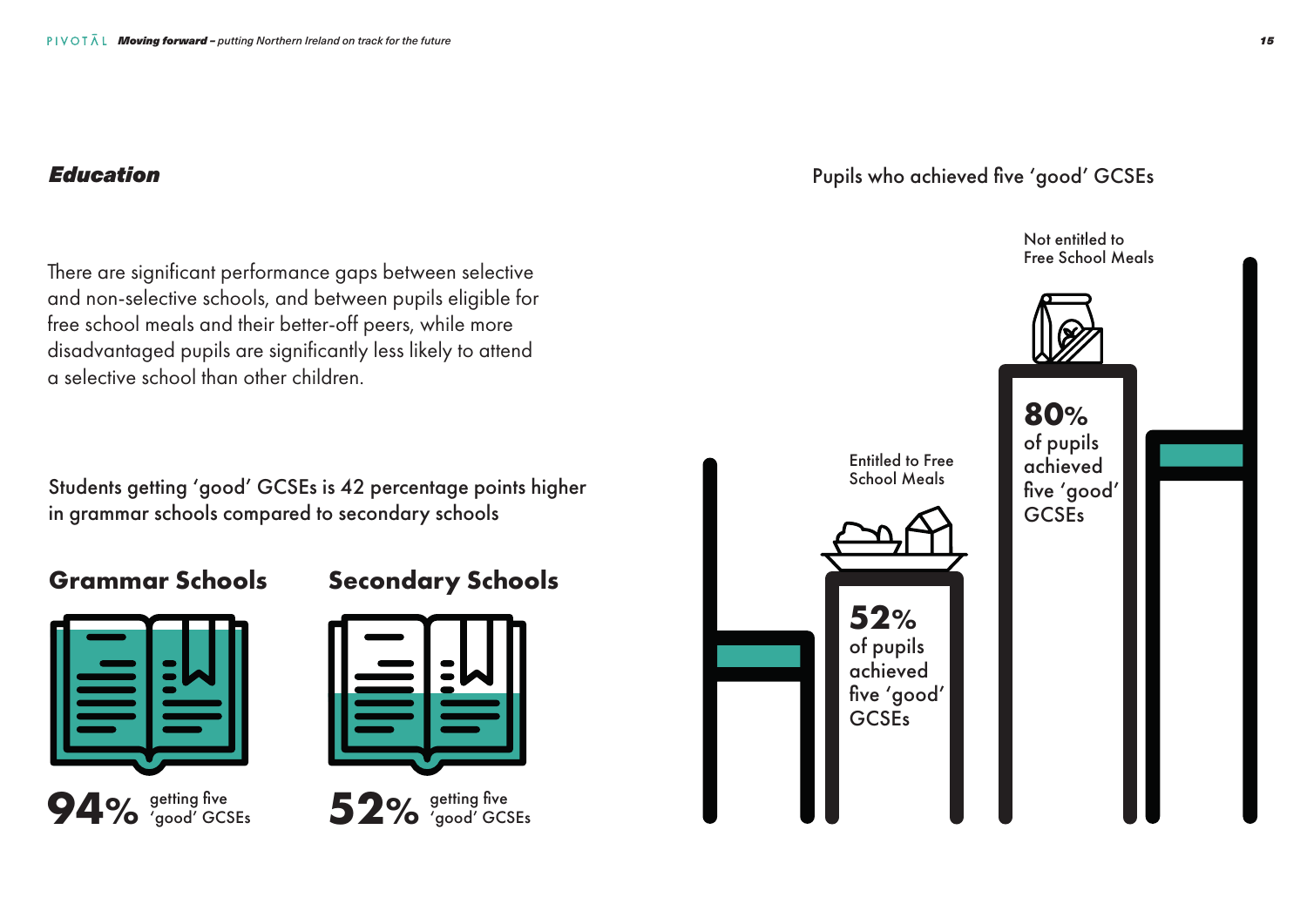## *Education*

There are significant performance gaps between selective and non-selective schools, and between pupils eligible for free school meals and their better-off peers, while more disadvantaged pupils are significantly less likely to attend a selective school than other children.

Students getting 'good' GCSEs is 42 percentage points higher in grammar schools compared to secondary schools

### Grammar Schools

**94%** getting five 'good' GCSEs

### Secondary Schools

**52%** getting five 'good' GCSEs

Pupils who achieved five 'good' GCSEs

Entitled to Free School Meals

**52%** of pupils achieved five 'good' GCSEs

Not entitled to Free School Meals

**80%** of pupils achieved five 'good' GCSEs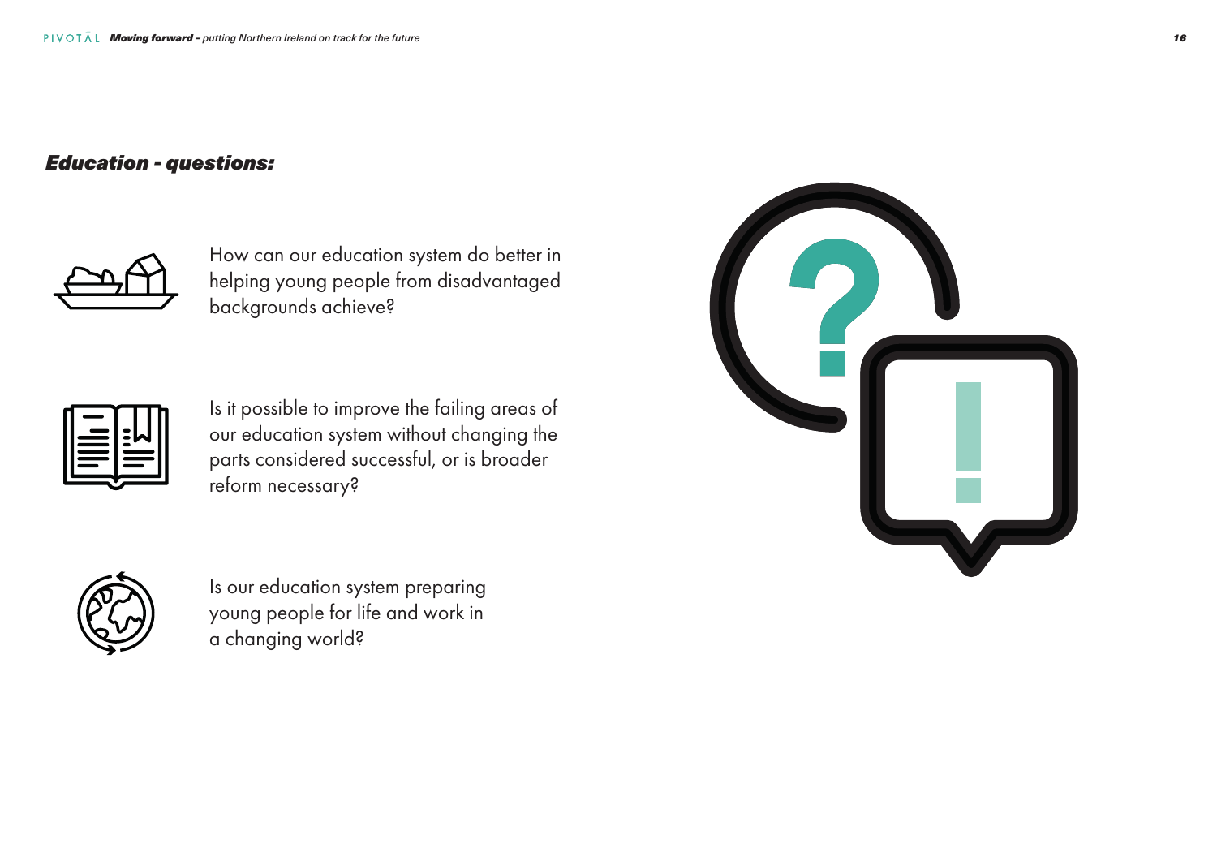## *Education - questions:*

How can our education system do better in helping young people from disadvantaged backgrounds achieve?

Is it possible to improve the failing areas of our education system without changing the parts considered successful, or is broader reform necessary?

Is our education system preparing young people for life and work in a changing world?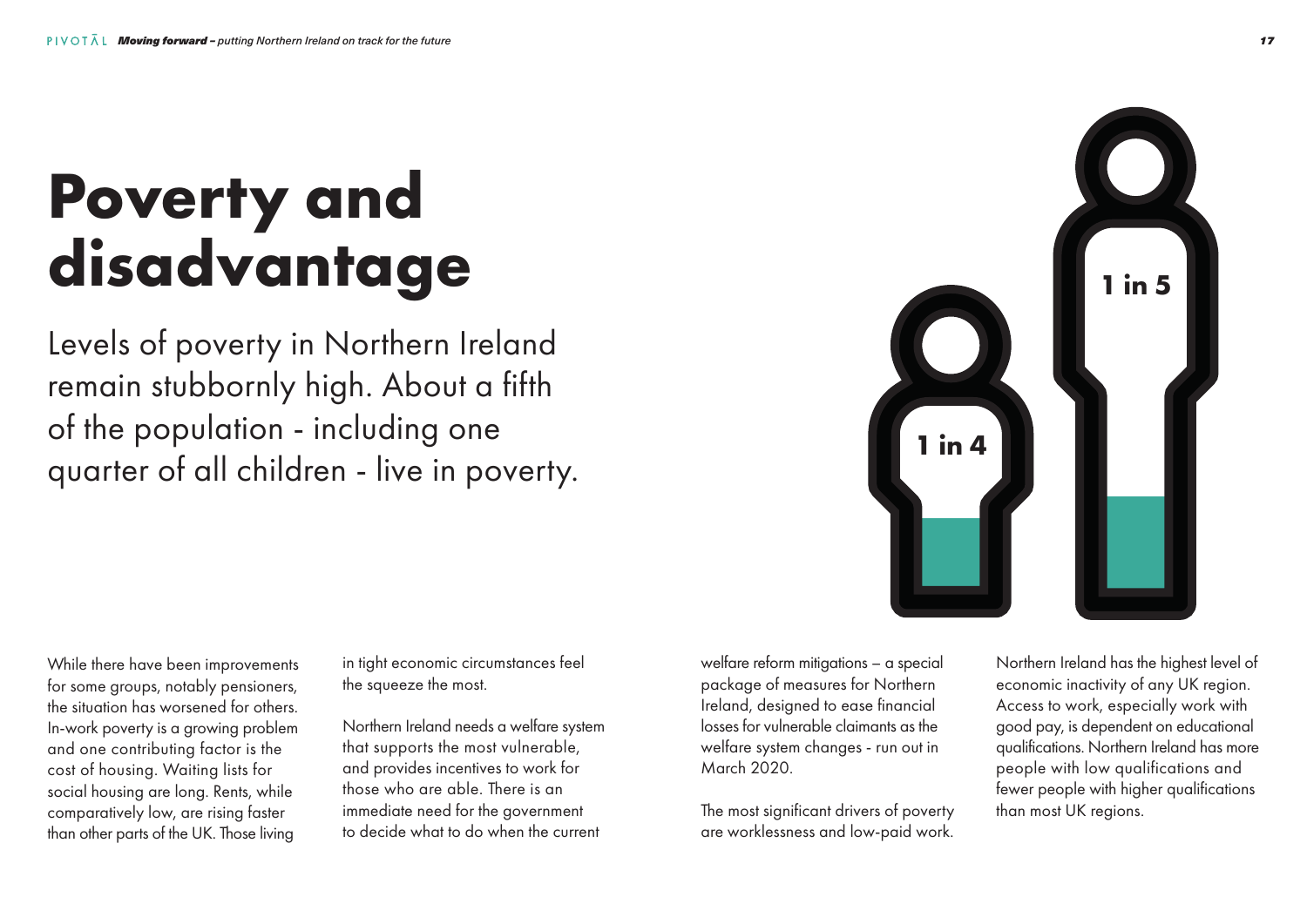# Poverty and disadvantage

Levels of poverty in Northern Ireland remain stubbornly high. About a fifth of the population - including one quarter of all children - live in poverty.

1 in 4

1 in 5

While there have been improvements for some groups, notably pensioners, the situation has worsened for others. In-work poverty is a growing problem and one contributing factor is the cost of housing. Waiting lists for social housing are long. Rents, while comparatively low, are rising faster than other parts of the UK. Those living in tight economic circumstances feel the squeeze the most.

Northern Ireland needs a welfare system that supports the most vulnerable, and provides incentives to work for those who are able. There is an immediate need for the government to decide what to do when the current welfare reform mitigations – a special package of measures for Northern Ireland, designed to ease financial losses for vulnerable claimants as the welfare system changes - run out in March 2020.

The most significant drivers of poverty are worklessness and low-paid work. Northern Ireland has the highest level of economic inactivity of any UK region. Access to work, especially work with good pay, is dependent on educational qualifications. Northern Ireland has more people with low qualifications and fewer people with higher qualifications than most UK regions.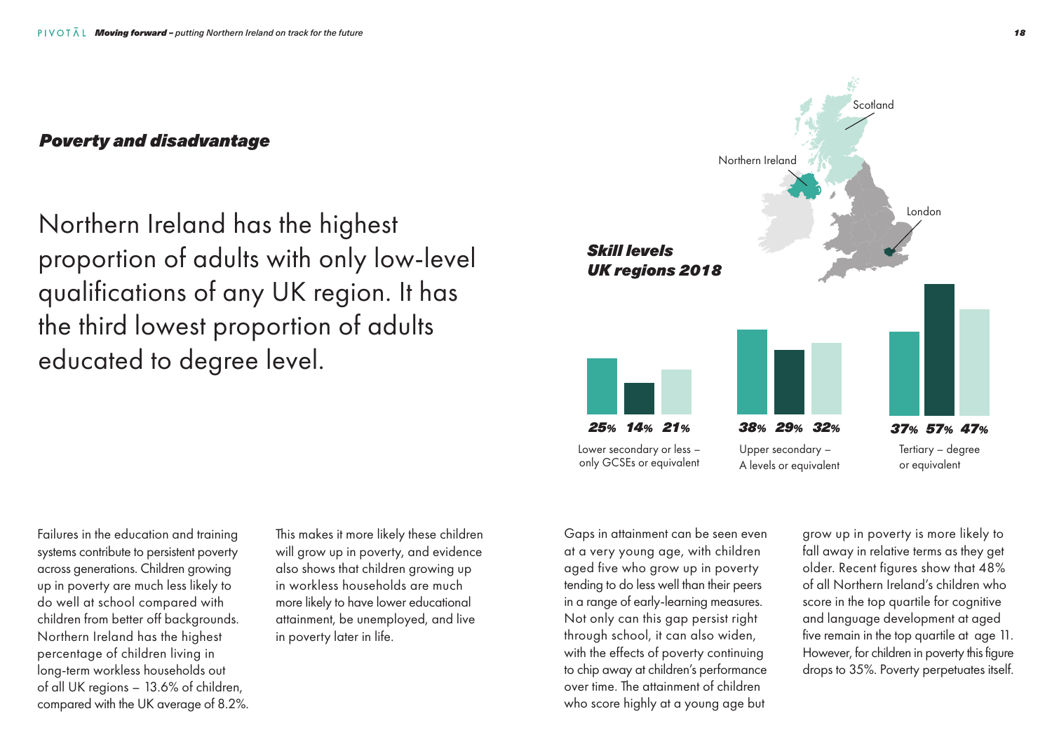## *Poverty and disadvantage*

Northern Ireland has the highest proportion of adults with only low-level qualifications of any UK region. It has the third lowest proportion of adults educated to degree level.

***Skill levels UK regions 2018***

Northern Ireland · London · Scotland

| | Northern Ireland | London | Scotland |
|---|---|---|---|
| Lower secondary or less – only GCSEs or equivalent | 25% | 14% | 21% |
| Upper secondary – A levels or equivalent | 38% | 29% | 32% |
| Tertiary – degree or equivalent | 37% | 57% | 47% |

Failures in the education and training systems contribute to persistent poverty across generations. Children growing up in poverty are much less likely to do well at school compared with children from better off backgrounds. Northern Ireland has the highest percentage of children living in long-term workless households out of all UK regions – 13.6% of children, compared with the UK average of 8.2%. This makes it more likely these children will grow up in poverty, and evidence also shows that children growing up in workless households are much more likely to have lower educational attainment, be unemployed, and live in poverty later in life.

Gaps in attainment can be seen even at a very young age, with children aged five who grow up in poverty tending to do less well than their peers in a range of early-learning measures. Not only can this gap persist right through school, it can also widen, with the effects of poverty continuing to chip away at children's performance over time. The attainment of children who score highly at a young age but grow up in poverty is more likely to fall away in relative terms as they get older. Recent figures show that 48% of all Northern Ireland's children who score in the top quartile for cognitive and language development at aged five remain in the top quartile at age 11. However, for children in poverty this figure drops to 35%. Poverty perpetuates itself.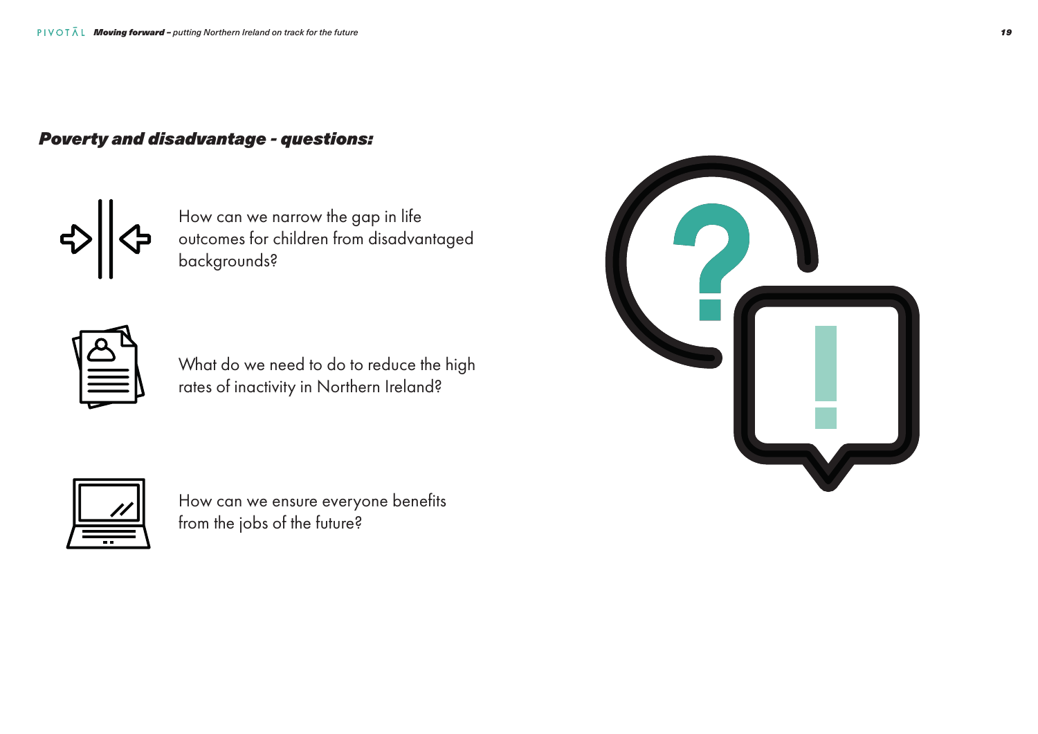## *Poverty and disadvantage - questions:*

How can we narrow the gap in life outcomes for children from disadvantaged backgrounds?

What do we need to do to reduce the high rates of inactivity in Northern Ireland?

How can we ensure everyone benefits from the jobs of the future?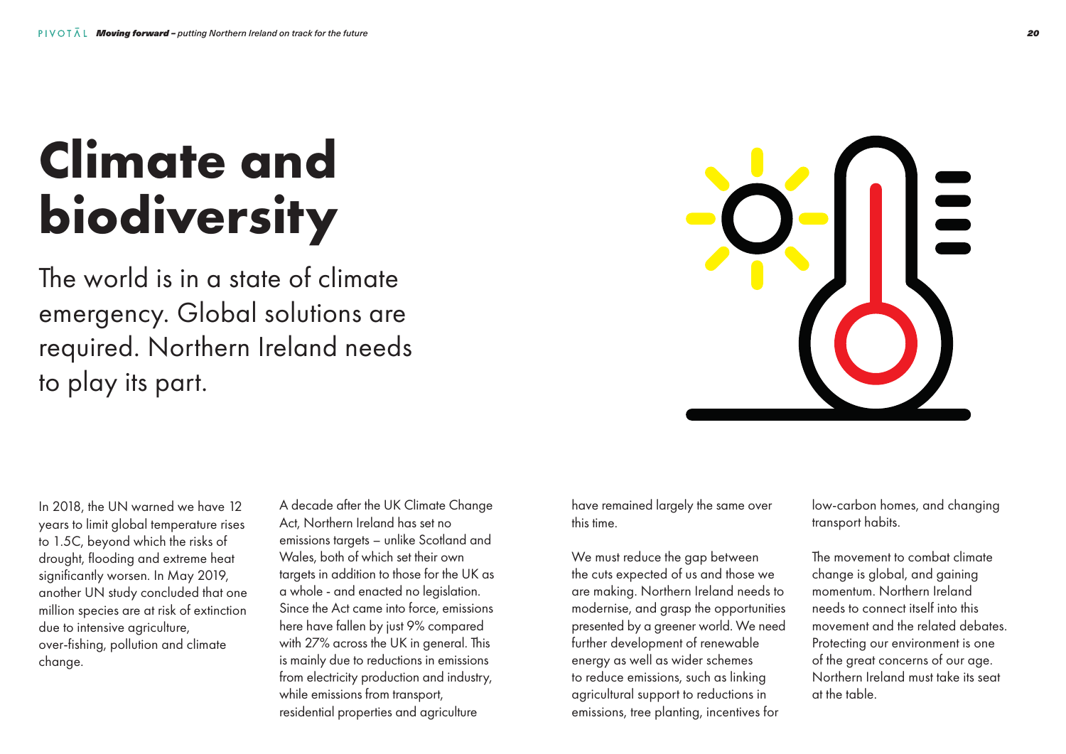# Climate and biodiversity

The world is in a state of climate emergency. Global solutions are required. Northern Ireland needs to play its part.

In 2018, the UN warned we have 12 years to limit global temperature rises to 1.5C, beyond which the risks of drought, flooding and extreme heat significantly worsen. In May 2019, another UN study concluded that one million species are at risk of extinction due to intensive agriculture, over-fishing, pollution and climate change.

A decade after the UK Climate Change Act, Northern Ireland has set no emissions targets – unlike Scotland and Wales, both of which set their own targets in addition to those for the UK as a whole - and enacted no legislation. Since the Act came into force, emissions here have fallen by just 9% compared with 27% across the UK in general. This is mainly due to reductions in emissions from electricity production and industry, while emissions from transport, residential properties and agriculture have remained largely the same over this time.

We must reduce the gap between the cuts expected of us and those we are making. Northern Ireland needs to modernise, and grasp the opportunities presented by a greener world. We need further development of renewable energy as well as wider schemes to reduce emissions, such as linking agricultural support to reductions in emissions, tree planting, incentives for low-carbon homes, and changing transport habits.

The movement to combat climate change is global, and gaining momentum. Northern Ireland needs to connect itself into this movement and the related debates. Protecting our environment is one of the great concerns of our age. Northern Ireland must take its seat at the table.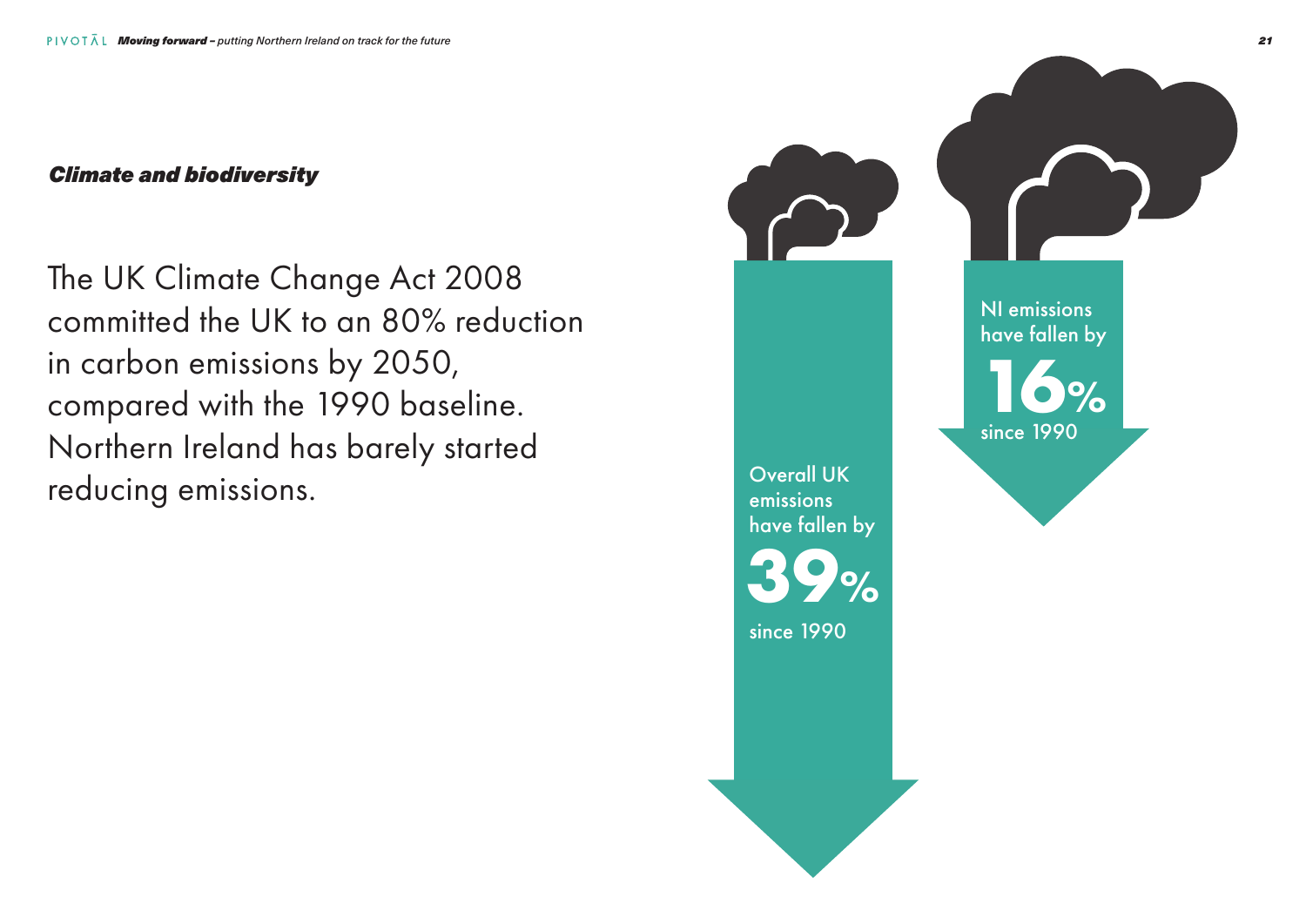### *Climate and biodiversity*

The UK Climate Change Act 2008 committed the UK to an 80% reduction in carbon emissions by 2050, compared with the 1990 baseline. Northern Ireland has barely started reducing emissions.

Overall UK emissions have fallen by **39%** since 1990

NI emissions have fallen by **16%** since 1990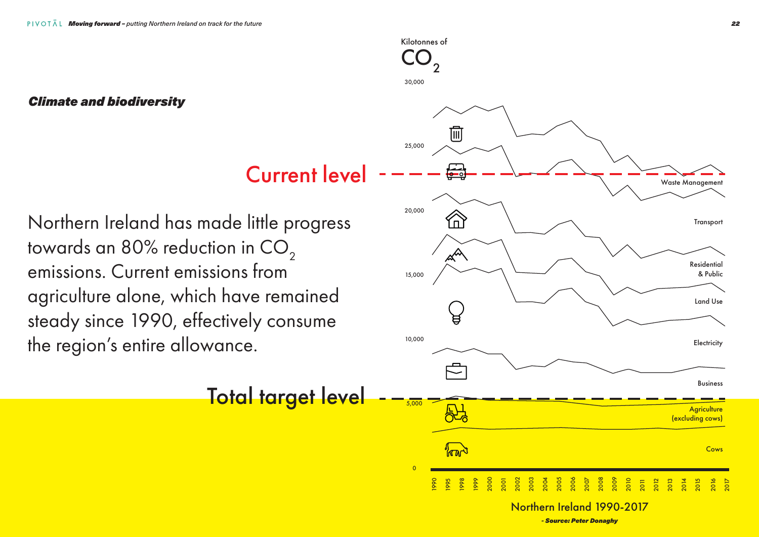### *Climate and biodiversity*

Northern Ireland has made little progress towards an 80% reduction in $CO_2$ emissions. Current emissions from agriculture alone, which have remained steady since 1990, effectively consume the region's entire allowance.

Current level

Total target level

Kilotonnes of $CO_2$

30,000

25,000

20,000

15,000

10,000

5,000

0

Waste Management

Transport

Residential & Public

Land Use

Electricity

Business

Agriculture (excluding cows)

Cows

1990 1995 1998 1999 2000 2001 2002 2003 2004 2005 2006 2007 2008 2009 2010 2011 2012 2013 2014 2015 2016 2017

Northern Ireland 1990-2017

*- Source: Peter Donaghy*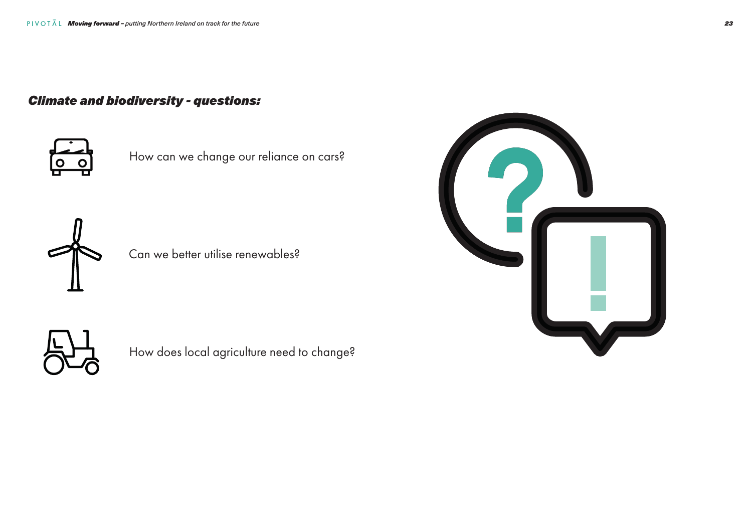## *Climate and biodiversity - questions:*

How can we change our reliance on cars?

Can we better utilise renewables?

How does local agriculture need to change?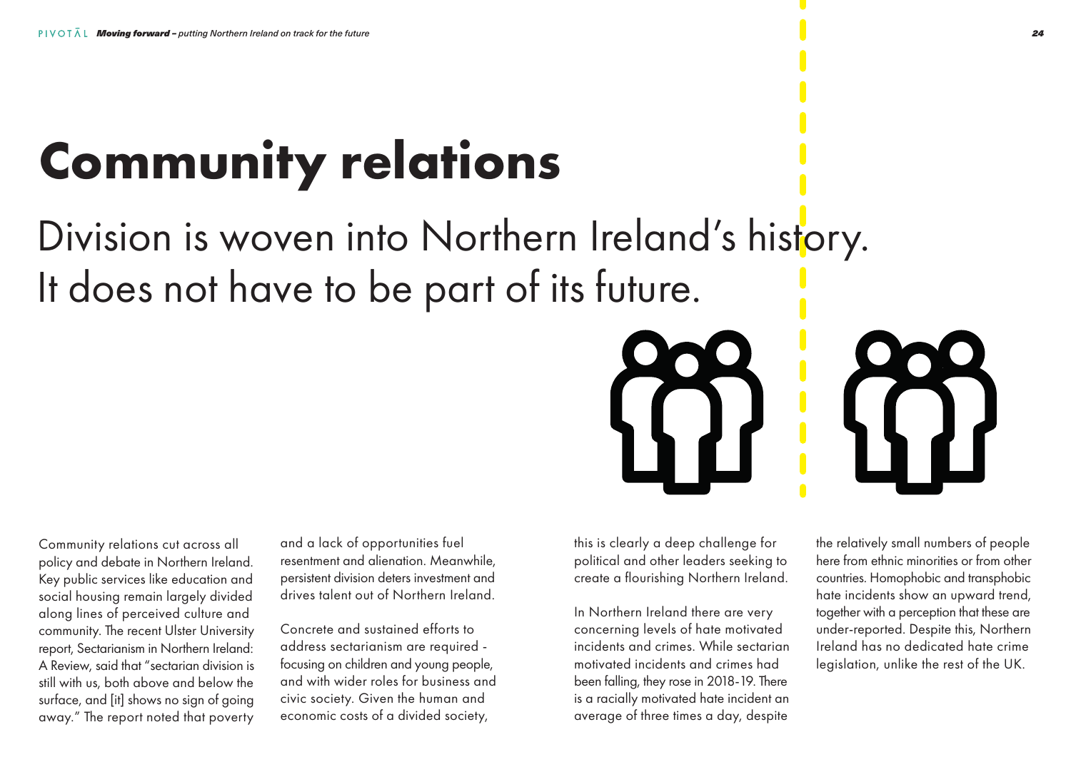# Community relations

## Division is woven into Northern Ireland's history. It does not have to be part of its future.

Community relations cut across all policy and debate in Northern Ireland. Key public services like education and social housing remain largely divided along lines of perceived culture and community. The recent Ulster University report, Sectarianism in Northern Ireland: A Review, said that "sectarian division is still with us, both above and below the surface, and [it] shows no sign of going away." The report noted that poverty and a lack of opportunities fuel resentment and alienation. Meanwhile, persistent division deters investment and drives talent out of Northern Ireland.

Concrete and sustained efforts to address sectarianism are required - focusing on children and young people, and with wider roles for business and civic society. Given the human and economic costs of a divided society, this is clearly a deep challenge for political and other leaders seeking to create a flourishing Northern Ireland.

In Northern Ireland there are very concerning levels of hate motivated incidents and crimes. While sectarian motivated incidents and crimes had been falling, they rose in 2018-19. There is a racially motivated hate incident an average of three times a day, despite the relatively small numbers of people here from ethnic minorities or from other countries. Homophobic and transphobic hate incidents show an upward trend, together with a perception that these are under-reported. Despite this, Northern Ireland has no dedicated hate crime legislation, unlike the rest of the UK.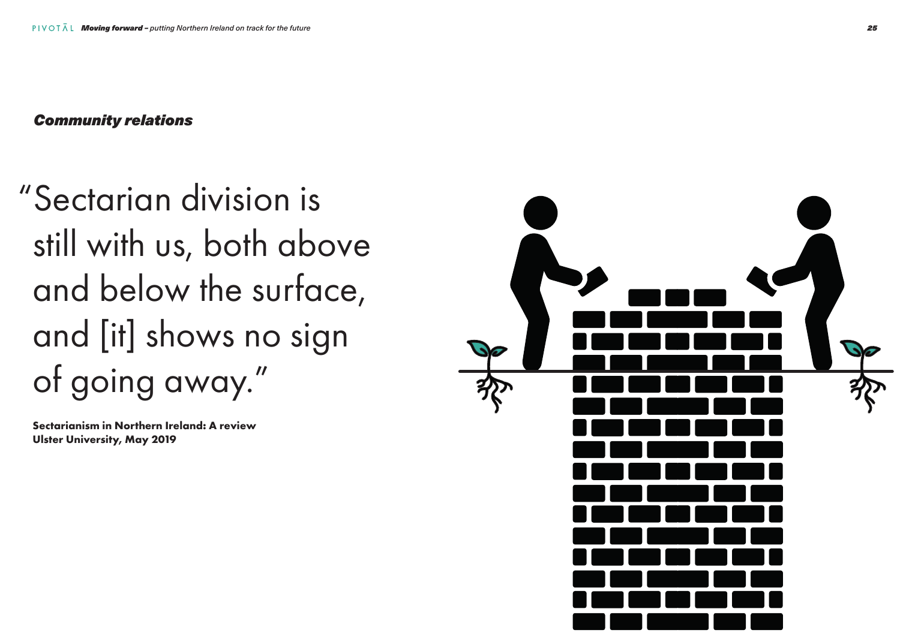***Community relations***

> "Sectarian division is still with us, both above and below the surface, and [it] shows no sign of going away."

**Sectarianism in Northern Ireland: A review**
**Ulster University, May 2019**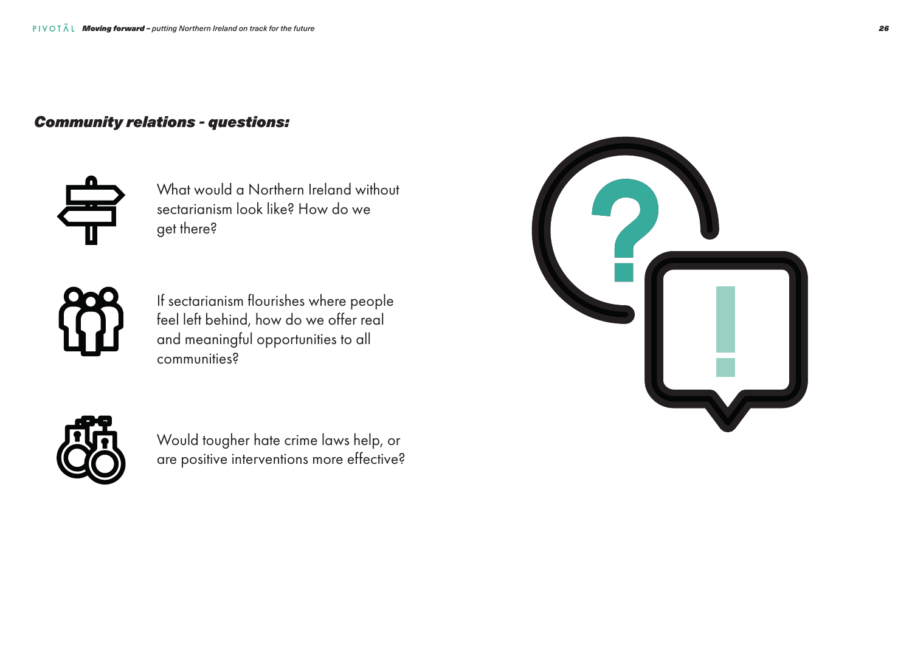## *Community relations - questions:*

- What would a Northern Ireland without sectarianism look like? How do we get there?

- If sectarianism flourishes where people feel left behind, how do we offer real and meaningful opportunities to all communities?

- Would tougher hate crime laws help, or are positive interventions more effective?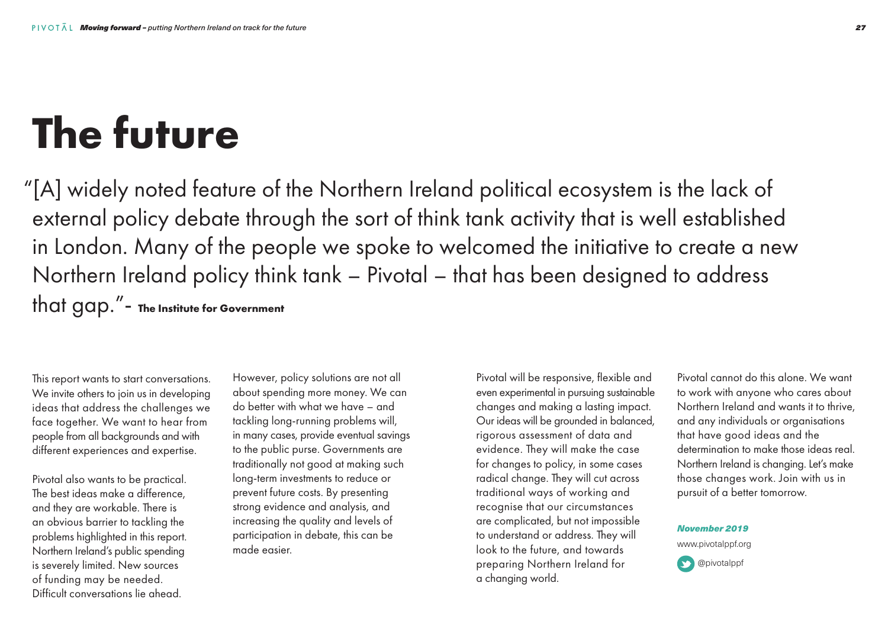# The future

"[A] widely noted feature of the Northern Ireland political ecosystem is the lack of external policy debate through the sort of think tank activity that is well established in London. Many of the people we spoke to welcomed the initiative to create a new Northern Ireland policy think tank – Pivotal – that has been designed to address that gap." - **The Institute for Government**

This report wants to start conversations. We invite others to join us in developing ideas that address the challenges we face together. We want to hear from people from all backgrounds and with different experiences and expertise.

Pivotal also wants to be practical. The best ideas make a difference, and they are workable. There is an obvious barrier to tackling the problems highlighted in this report. Northern Ireland's public spending is severely limited. New sources of funding may be needed. Difficult conversations lie ahead.

However, policy solutions are not all about spending more money. We can do better with what we have – and tackling long-running problems will, in many cases, provide eventual savings to the public purse. Governments are traditionally not good at making such long-term investments to reduce or prevent future costs. By presenting strong evidence and analysis, and increasing the quality and levels of participation in debate, this can be made easier.

Pivotal will be responsive, flexible and even experimental in pursuing sustainable changes and making a lasting impact. Our ideas will be grounded in balanced, rigorous assessment of data and evidence. They will make the case for changes to policy, in some cases radical change. They will cut across traditional ways of working and recognise that our circumstances are complicated, but not impossible to understand or address. They will look to the future, and towards preparing Northern Ireland for a changing world.

Pivotal cannot do this alone. We want to work with anyone who cares about Northern Ireland and wants it to thrive, and any individuals or organisations that have good ideas and the determination to make those ideas real. Northern Ireland is changing. Let's make those changes work. Join with us in pursuit of a better tomorrow.

***November 2019***

www.pivotalppf.org

@pivotalppf